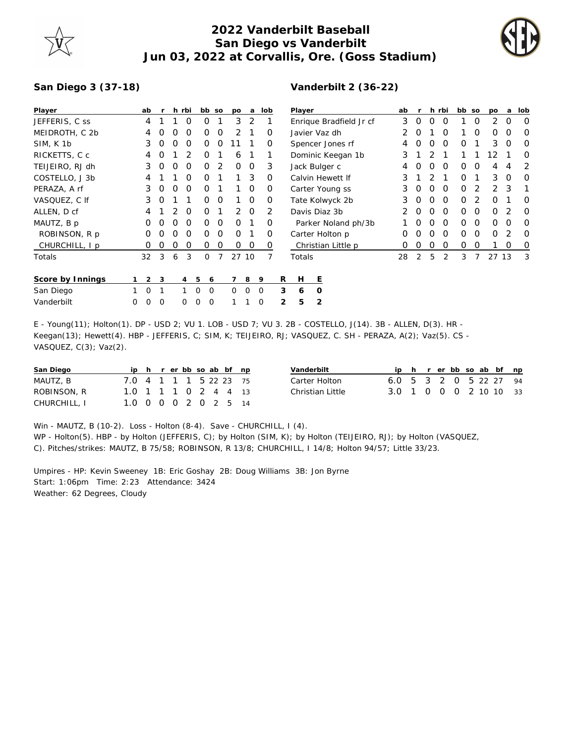# 2022 Vanderbilt Baseball
## San Diego vs Vanderbilt
## Jun 03, 2022 at Corvallis, Ore. (Goss Stadium)

**San Diego 3 (37-18)**

| Player | ab | r | h | rbi | bb | so | po | a | lob |
|---|---|---|---|---|---|---|---|---|---|
| JEFFERIS, C ss | 4 | 1 | 1 | 0 | 0 | 1 | 3 | 2 | 1 |
| MEIDROTH, C 2b | 4 | 0 | 0 | 0 | 0 | 0 | 2 | 1 | 0 |
| SIM, K 1b | 3 | 0 | 0 | 0 | 0 | 0 | 11 | 1 | 0 |
| RICKETTS, C c | 4 | 0 | 1 | 2 | 0 | 1 | 6 | 1 | 1 |
| TEIJEIRO, RJ dh | 3 | 0 | 0 | 0 | 0 | 2 | 0 | 0 | 3 |
| COSTELLO, J 3b | 4 | 1 | 1 | 0 | 0 | 1 | 1 | 3 | 0 |
| PERAZA, A rf | 3 | 0 | 0 | 0 | 0 | 1 | 1 | 0 | 0 |
| VASQUEZ, C lf | 3 | 0 | 1 | 1 | 0 | 0 | 1 | 0 | 0 |
| ALLEN, D cf | 4 | 1 | 2 | 0 | 0 | 1 | 2 | 0 | 2 |
| MAUTZ, B p | 0 | 0 | 0 | 0 | 0 | 0 | 0 | 1 | 0 |
| ROBINSON, R p | 0 | 0 | 0 | 0 | 0 | 0 | 0 | 1 | 0 |
| CHURCHILL, I p | 0 | 0 | 0 | 0 | 0 | 0 | 0 | 0 | 0 |
| Totals | 32 | 3 | 6 | 3 | 0 | 7 | 27 | 10 | 7 |

**Vanderbilt 2 (36-22)**

| Player | ab | r | h | rbi | bb | so | po | a | lob |
|---|---|---|---|---|---|---|---|---|---|
| Enrique Bradfield Jr cf | 3 | 0 | 0 | 0 | 1 | 0 | 2 | 0 | 0 |
| Javier Vaz dh | 2 | 0 | 1 | 0 | 1 | 0 | 0 | 0 | 0 |
| Spencer Jones rf | 4 | 0 | 0 | 0 | 0 | 1 | 3 | 0 | 0 |
| Dominic Keegan 1b | 3 | 1 | 2 | 1 | 1 | 1 | 12 | 1 | 0 |
| Jack Bulger c | 4 | 0 | 0 | 0 | 0 | 0 | 4 | 4 | 2 |
| Calvin Hewett lf | 3 | 1 | 2 | 1 | 0 | 1 | 3 | 0 | 0 |
| Carter Young ss | 3 | 0 | 0 | 0 | 0 | 2 | 2 | 3 | 1 |
| Tate Kolwyck 2b | 3 | 0 | 0 | 0 | 0 | 2 | 0 | 1 | 0 |
| Davis Diaz 3b | 2 | 0 | 0 | 0 | 0 | 0 | 0 | 2 | 0 |
| Parker Noland ph/3b | 1 | 0 | 0 | 0 | 0 | 0 | 0 | 0 | 0 |
| Carter Holton p | 0 | 0 | 0 | 0 | 0 | 0 | 0 | 2 | 0 |
| Christian Little p | 0 | 0 | 0 | 0 | 0 | 0 | 1 | 0 | 0 |
| Totals | 28 | 2 | 5 | 2 | 3 | 7 | 27 | 13 | 3 |

| Score by Innings | 1 | 2 | 3 | 4 | 5 | 6 | 7 | 8 | 9 | R | H | E |
|---|---|---|---|---|---|---|---|---|---|---|---|---|
| San Diego | 1 | 0 | 1 | 1 | 0 | 0 | 0 | 0 | 0 | 3 | 6 | 0 |
| Vanderbilt | 0 | 0 | 0 | 0 | 0 | 0 | 1 | 1 | 0 | 2 | 5 | 2 |

E - Young(11); Holton(1). DP - USD 2; VU 1. LOB - USD 7; VU 3. 2B - COSTELLO, J(14). 3B - ALLEN, D(3). HR - Keegan(13); Hewett(4). HBP - JEFFERIS, C; SIM, K; TEIJEIRO, RJ; VASQUEZ, C. SH - PERAZA, A(2); Vaz(5). CS - VASQUEZ, C(3); Vaz(2).

| San Diego | ip | h | r | er | bb | so | ab | bf | np |
|---|---|---|---|---|---|---|---|---|---|
| MAUTZ, B | 7.0 | 4 | 1 | 1 | 1 | 5 | 22 | 23 | 75 |
| ROBINSON, R | 1.0 | 1 | 1 | 1 | 0 | 2 | 4 | 4 | 13 |
| CHURCHILL, I | 1.0 | 0 | 0 | 0 | 2 | 0 | 2 | 5 | 14 |

| Vanderbilt | ip | h | r | er | bb | so | ab | bf | np |
|---|---|---|---|---|---|---|---|---|---|
| Carter Holton | 6.0 | 5 | 3 | 2 | 0 | 5 | 22 | 27 | 94 |
| Christian Little | 3.0 | 1 | 0 | 0 | 0 | 2 | 10 | 10 | 33 |

Win - MAUTZ, B (10-2). Loss - Holton (8-4). Save - CHURCHILL, I (4).
WP - Holton(5). HBP - by Holton (JEFFERIS, C); by Holton (SIM, K); by Holton (TEIJEIRO, RJ); by Holton (VASQUEZ, C). Pitches/strikes: MAUTZ, B 75/58; ROBINSON, R 13/8; CHURCHILL, I 14/8; Holton 94/57; Little 33/23.

Umpires - HP: Kevin Sweeney 1B: Eric Goshay 2B: Doug Williams 3B: Jon Byrne
Start: 1:06pm Time: 2:23 Attendance: 3424
Weather: 62 Degrees, Cloudy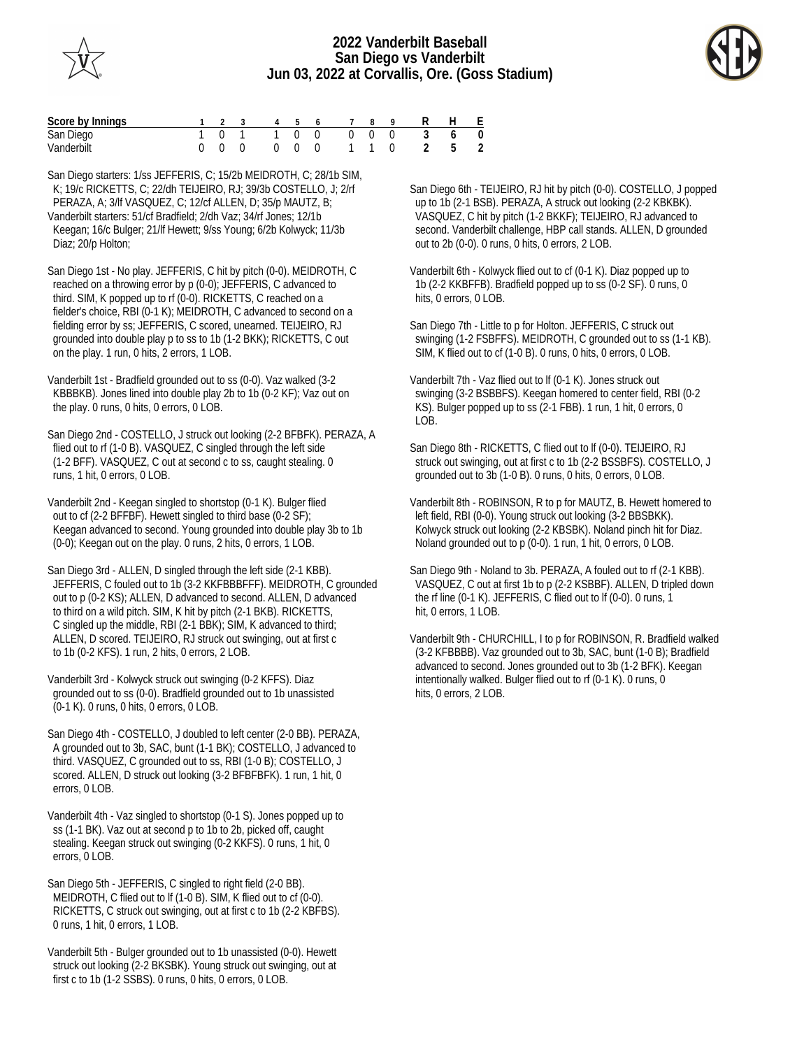# 2022 Vanderbilt Baseball
## San Diego vs Vanderbilt
## Jun 03, 2022 at Corvallis, Ore. (Goss Stadium)

| Score by Innings | 1 | 2 | 3 | 4 | 5 | 6 | 7 | 8 | 9 | R | H | E |
|---|---|---|---|---|---|---|---|---|---|---|---|---|
| San Diego | 1 | 0 | 1 | 1 | 0 | 0 | 0 | 0 | 0 | 3 | 6 | 0 |
| Vanderbilt | 0 | 0 | 0 | 0 | 0 | 0 | 1 | 1 | 0 | 2 | 5 | 2 |

San Diego starters: 1/ss JEFFERIS, C; 15/2b MEIDROTH, C; 28/1b SIM, K; 19/c RICKETTS, C; 22/dh TEIJEIRO, RJ; 39/3b COSTELLO, J; 2/rf PERAZA, A; 3/lf VASQUEZ, C; 12/cf ALLEN, D; 35/p MAUTZ, B;
Vanderbilt starters: 51/cf Bradfield; 2/dh Vaz; 34/rf Jones; 12/1b Keegan; 16/c Bulger; 21/lf Hewett; 9/ss Young; 6/2b Kolwyck; 11/3b Diaz; 20/p Holton;

San Diego 1st - No play. JEFFERIS, C hit by pitch (0-0). MEIDROTH, C reached on a throwing error by p (0-0); JEFFERIS, C advanced to third. SIM, K popped up to rf (0-0). RICKETTS, C reached on a fielder's choice, RBI (0-1 K); MEIDROTH, C advanced to second on a fielding error by ss; JEFFERIS, C scored, unearned. TEIJEIRO, RJ grounded into double play p to ss to 1b (1-2 BKK); RICKETTS, C out on the play. 1 run, 0 hits, 2 errors, 1 LOB.

Vanderbilt 1st - Bradfield grounded out to ss (0-0). Vaz walked (3-2 KBBBKB). Jones lined into double play 2b to 1b (0-2 KF); Vaz out on the play. 0 runs, 0 hits, 0 errors, 0 LOB.

San Diego 2nd - COSTELLO, J struck out looking (2-2 BFBFK). PERAZA, A flied out to rf (1-0 B). VASQUEZ, C singled through the left side (1-2 BFF). VASQUEZ, C out at second c to ss, caught stealing. 0 runs, 1 hit, 0 errors, 0 LOB.

Vanderbilt 2nd - Keegan singled to shortstop (0-1 K). Bulger flied out to cf (2-2 BFFBF). Hewett singled to third base (0-2 SF); Keegan advanced to second. Young grounded into double play 3b to 1b (0-0); Keegan out on the play. 0 runs, 2 hits, 0 errors, 1 LOB.

San Diego 3rd - ALLEN, D singled through the left side (2-1 KBB). JEFFERIS, C fouled out to 1b (3-2 KKFBBBFFF). MEIDROTH, C grounded out to p (0-2 KS); ALLEN, D advanced to second. ALLEN, D advanced to third on a wild pitch. SIM, K hit by pitch (2-1 BKB). RICKETTS, C singled up the middle, RBI (2-1 BBK); SIM, K advanced to third; ALLEN, D scored. TEIJEIRO, RJ struck out swinging, out at first c to 1b (0-2 KFS). 1 run, 2 hits, 0 errors, 2 LOB.

Vanderbilt 3rd - Kolwyck struck out swinging (0-2 KFFS). Diaz grounded out to ss (0-0). Bradfield grounded out to 1b unassisted (0-1 K). 0 runs, 0 hits, 0 errors, 0 LOB.

San Diego 4th - COSTELLO, J doubled to left center (2-0 BB). PERAZA, A grounded out to 3b, SAC, bunt (1-1 BK); COSTELLO, J advanced to third. VASQUEZ, C grounded out to ss, RBI (1-0 B); COSTELLO, J scored. ALLEN, D struck out looking (3-2 BFBFBFK). 1 run, 1 hit, 0 errors, 0 LOB.

Vanderbilt 4th - Vaz singled to shortstop (0-1 S). Jones popped up to ss (1-1 BK). Vaz out at second p to 1b to 2b, picked off, caught stealing. Keegan struck out swinging (0-2 KKFS). 0 runs, 1 hit, 0 errors, 0 LOB.

San Diego 5th - JEFFERIS, C singled to right field (2-0 BB). MEIDROTH, C flied out to lf (1-0 B). SIM, K flied out to cf (0-0). RICKETTS, C struck out swinging, out at first c to 1b (2-2 KBFBS). 0 runs, 1 hit, 0 errors, 1 LOB.

Vanderbilt 5th - Bulger grounded out to 1b unassisted (0-0). Hewett struck out looking (2-2 BKSBK). Young struck out swinging, out at first c to 1b (1-2 SSBS). 0 runs, 0 hits, 0 errors, 0 LOB.

San Diego 6th - TEIJEIRO, RJ hit by pitch (0-0). COSTELLO, J popped up to 1b (2-1 BSB). PERAZA, A struck out looking (2-2 KBKBK). VASQUEZ, C hit by pitch (1-2 BKKF); TEIJEIRO, RJ advanced to second. Vanderbilt challenge, HBP call stands. ALLEN, D grounded out to 2b (0-0). 0 runs, 0 hits, 0 errors, 2 LOB.

Vanderbilt 6th - Kolwyck flied out to cf (0-1 K). Diaz popped up to 1b (2-2 KKBFFB). Bradfield popped up to ss (0-2 SF). 0 runs, 0 hits, 0 errors, 0 LOB.

San Diego 7th - Little to p for Holton. JEFFERIS, C struck out swinging (1-2 FSBFFS). MEIDROTH, C grounded out to ss (1-1 KB). SIM, K flied out to cf (1-0 B). 0 runs, 0 hits, 0 errors, 0 LOB.

Vanderbilt 7th - Vaz flied out to lf (0-1 K). Jones struck out swinging (3-2 BSBBFS). Keegan homered to center field, RBI (0-2 KS). Bulger popped up to ss (2-1 FBB). 1 run, 1 hit, 0 errors, 0 LOB.

San Diego 8th - RICKETTS, C flied out to lf (0-0). TEIJEIRO, RJ struck out swinging, out at first c to 1b (2-2 BSSBFS). COSTELLO, J grounded out to 3b (1-0 B). 0 runs, 0 hits, 0 errors, 0 LOB.

Vanderbilt 8th - ROBINSON, R to p for MAUTZ, B. Hewett homered to left field, RBI (0-0). Young struck out looking (3-2 BBSBKK). Kolwyck struck out looking (2-2 KBSBK). Noland pinch hit for Diaz. Noland grounded out to p (0-0). 1 run, 1 hit, 0 errors, 0 LOB.

San Diego 9th - Noland to 3b. PERAZA, A fouled out to rf (2-1 KBB). VASQUEZ, C out at first 1b to p (2-2 KSBBF). ALLEN, D tripled down the rf line (0-1 K). JEFFERIS, C flied out to lf (0-0). 0 runs, 1 hit, 0 errors, 1 LOB.

Vanderbilt 9th - CHURCHILL, I to p for ROBINSON, R. Bradfield walked (3-2 KFBBBB). Vaz grounded out to 3b, SAC, bunt (1-0 B); Bradfield advanced to second. Jones grounded out to 3b (1-2 BFK). Keegan intentionally walked. Bulger flied out to rf (0-1 K). 0 runs, 0 hits, 0 errors, 2 LOB.